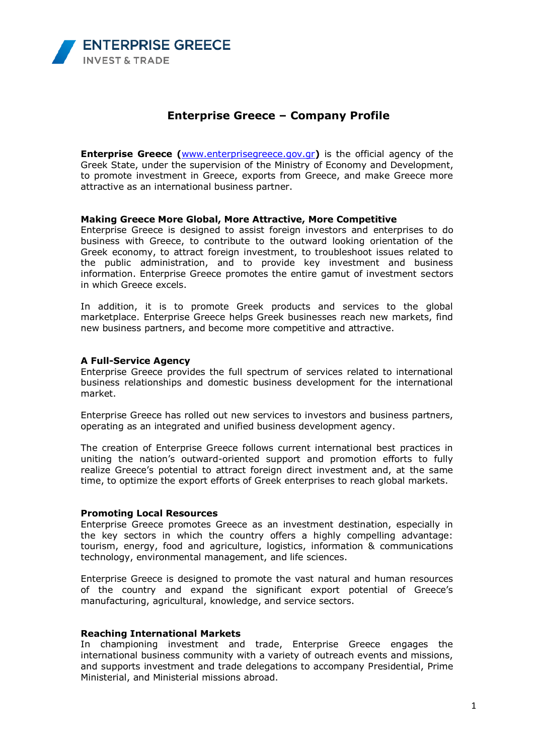ENTERPRISE GREECE
INVEST & TRADE

# Enterprise Greece – Company Profile

**Enterprise Greece (**[www.enterprisegreece.gov.gr](http://www.enterprisegreece.gov.gr)**)** is the official agency of the Greek State, under the supervision of the Ministry of Economy and Development, to promote investment in Greece, exports from Greece, and make Greece more attractive as an international business partner.

**Making Greece More Global, More Attractive, More Competitive**

Enterprise Greece is designed to assist foreign investors and enterprises to do business with Greece, to contribute to the outward looking orientation of the Greek economy, to attract foreign investment, to troubleshoot issues related to the public administration, and to provide key investment and business information. Enterprise Greece promotes the entire gamut of investment sectors in which Greece excels.

In addition, it is to promote Greek products and services to the global marketplace. Enterprise Greece helps Greek businesses reach new markets, find new business partners, and become more competitive and attractive.

**A Full-Service Agency**

Enterprise Greece provides the full spectrum of services related to international business relationships and domestic business development for the international market.

Enterprise Greece has rolled out new services to investors and business partners, operating as an integrated and unified business development agency.

The creation of Enterprise Greece follows current international best practices in uniting the nation's outward-oriented support and promotion efforts to fully realize Greece's potential to attract foreign direct investment and, at the same time, to optimize the export efforts of Greek enterprises to reach global markets.

**Promoting Local Resources**

Enterprise Greece promotes Greece as an investment destination, especially in the key sectors in which the country offers a highly compelling advantage: tourism, energy, food and agriculture, logistics, information & communications technology, environmental management, and life sciences.

Enterprise Greece is designed to promote the vast natural and human resources of the country and expand the significant export potential of Greece's manufacturing, agricultural, knowledge, and service sectors.

**Reaching International Markets**

In championing investment and trade, Enterprise Greece engages the international business community with a variety of outreach events and missions, and supports investment and trade delegations to accompany Presidential, Prime Ministerial, and Ministerial missions abroad.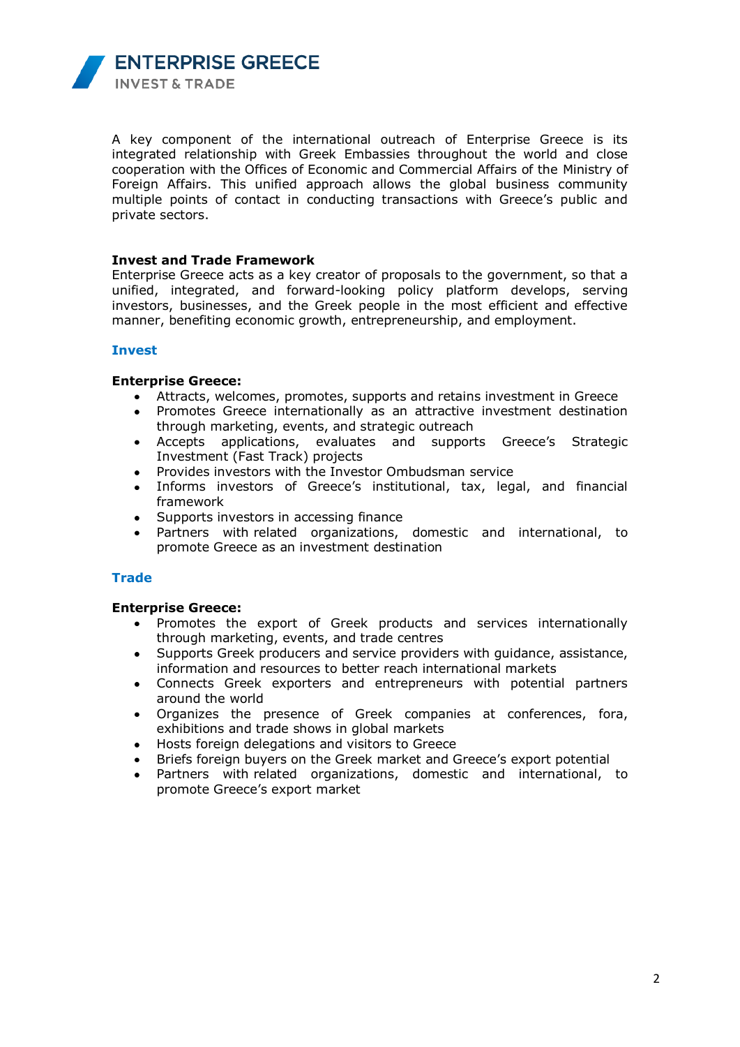A key component of the international outreach of Enterprise Greece is its integrated relationship with Greek Embassies throughout the world and close cooperation with the Offices of Economic and Commercial Affairs of the Ministry of Foreign Affairs. This unified approach allows the global business community multiple points of contact in conducting transactions with Greece's public and private sectors.

**Invest and Trade Framework**
Enterprise Greece acts as a key creator of proposals to the government, so that a unified, integrated, and forward-looking policy platform develops, serving investors, businesses, and the Greek people in the most efficient and effective manner, benefiting economic growth, entrepreneurship, and employment.

## Invest

**Enterprise Greece:**

- Attracts, welcomes, promotes, supports and retains investment in Greece
- Promotes Greece internationally as an attractive investment destination through marketing, events, and strategic outreach
- Accepts applications, evaluates and supports Greece's Strategic Investment (Fast Track) projects
- Provides investors with the Investor Ombudsman service
- Informs investors of Greece's institutional, tax, legal, and financial framework
- Supports investors in accessing finance
- Partners with related organizations, domestic and international, to promote Greece as an investment destination

## Trade

**Enterprise Greece:**

- Promotes the export of Greek products and services internationally through marketing, events, and trade centres
- Supports Greek producers and service providers with guidance, assistance, information and resources to better reach international markets
- Connects Greek exporters and entrepreneurs with potential partners around the world
- Organizes the presence of Greek companies at conferences, fora, exhibitions and trade shows in global markets
- Hosts foreign delegations and visitors to Greece
- Briefs foreign buyers on the Greek market and Greece's export potential
- Partners with related organizations, domestic and international, to promote Greece's export market